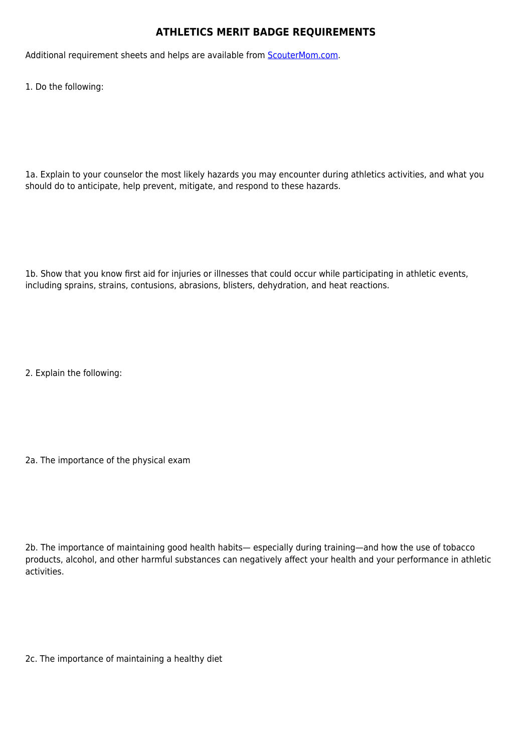# ATHLETICS MERIT BADGE REQUIREMENTS

Additional requirement sheets and helps are available from [ScouterMom.com](ScouterMom.com).

1. Do the following:

1a. Explain to your counselor the most likely hazards you may encounter during athletics activities, and what you should do to anticipate, help prevent, mitigate, and respond to these hazards.

1b. Show that you know first aid for injuries or illnesses that could occur while participating in athletic events, including sprains, strains, contusions, abrasions, blisters, dehydration, and heat reactions.

2. Explain the following:

2a. The importance of the physical exam

2b. The importance of maintaining good health habits— especially during training—and how the use of tobacco products, alcohol, and other harmful substances can negatively affect your health and your performance in athletic activities.

2c. The importance of maintaining a healthy diet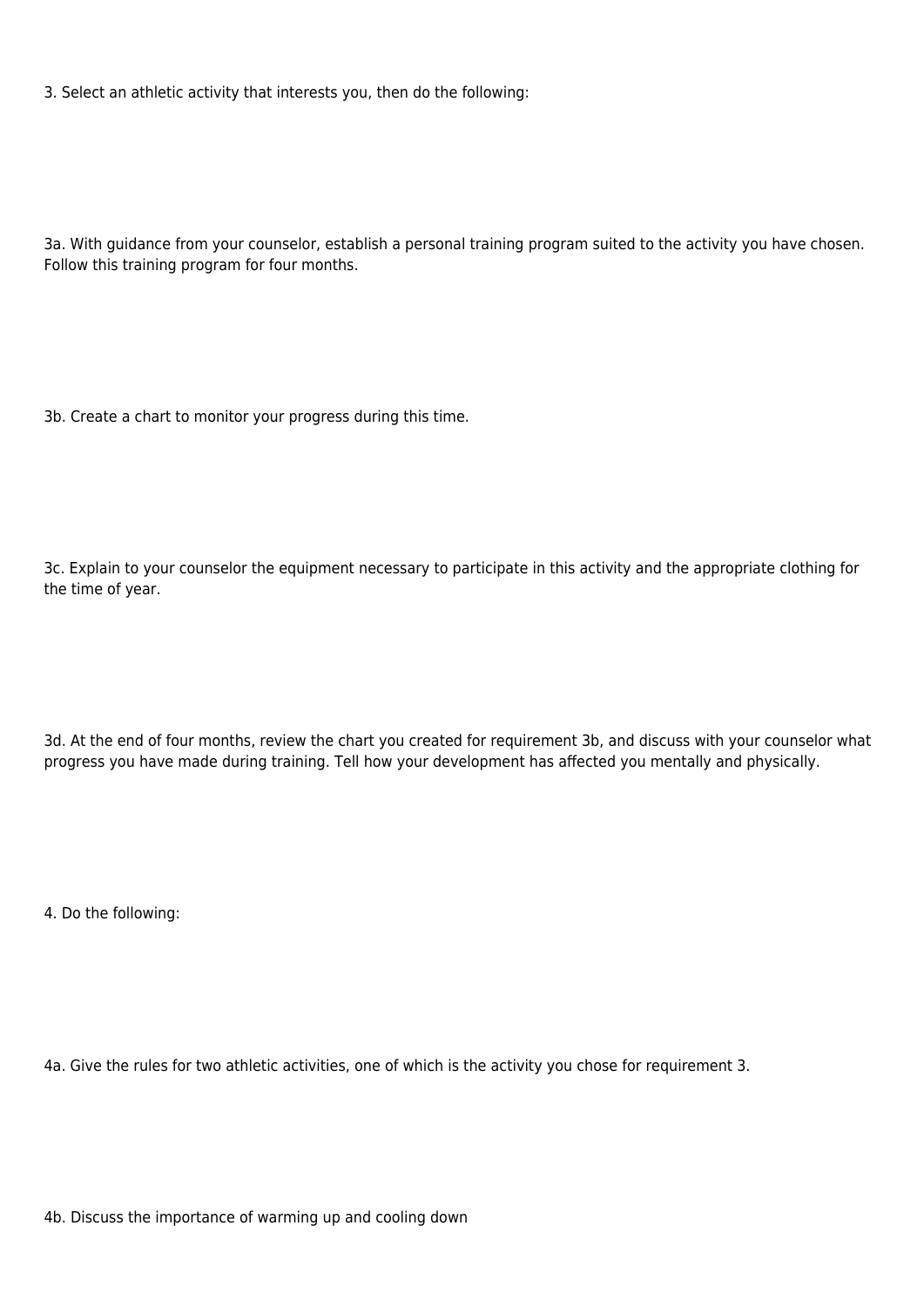3. Select an athletic activity that interests you, then do the following:

3a. With guidance from your counselor, establish a personal training program suited to the activity you have chosen. Follow this training program for four months.

3b. Create a chart to monitor your progress during this time.

3c. Explain to your counselor the equipment necessary to participate in this activity and the appropriate clothing for the time of year.

3d. At the end of four months, review the chart you created for requirement 3b, and discuss with your counselor what progress you have made during training. Tell how your development has affected you mentally and physically.

4. Do the following:

4a. Give the rules for two athletic activities, one of which is the activity you chose for requirement 3.

4b. Discuss the importance of warming up and cooling down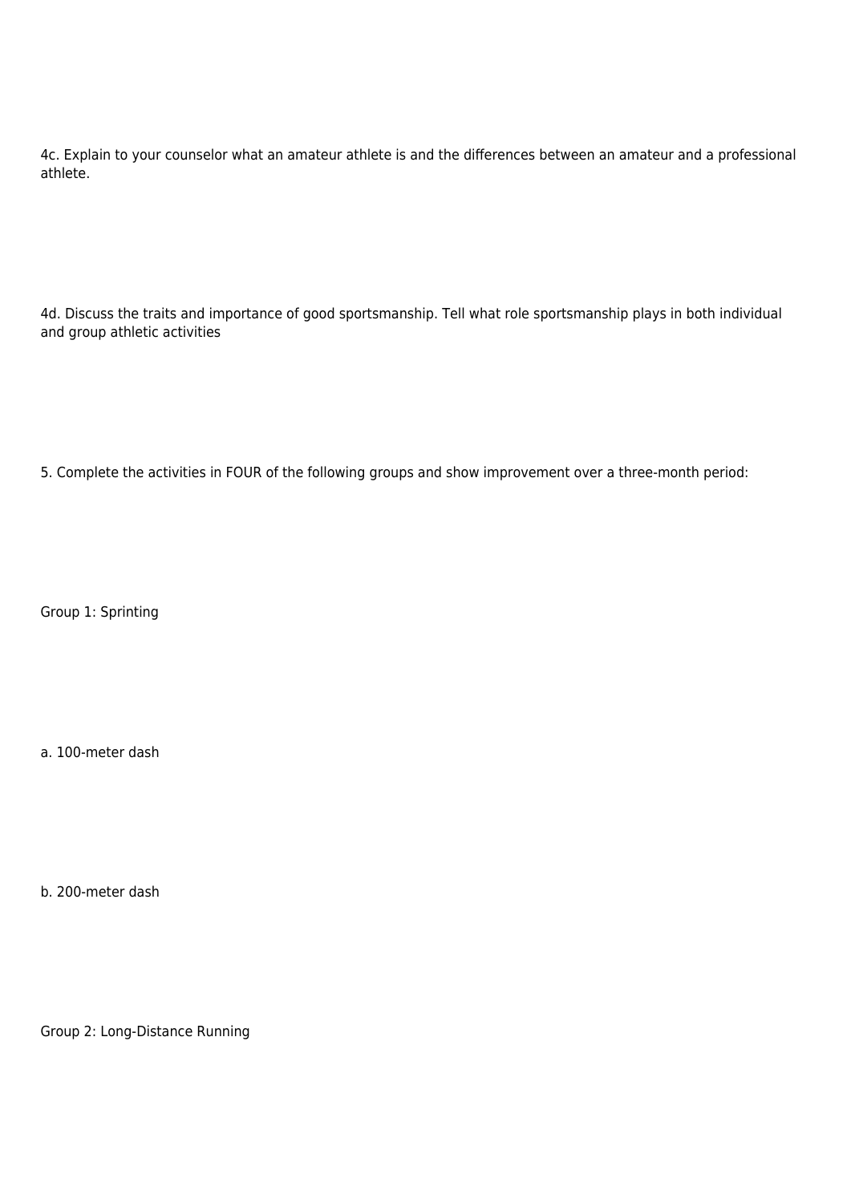4c. Explain to your counselor what an amateur athlete is and the differences between an amateur and a professional athlete.

4d. Discuss the traits and importance of good sportsmanship. Tell what role sportsmanship plays in both individual and group athletic activities

5. Complete the activities in FOUR of the following groups and show improvement over a three-month period:

Group 1: Sprinting

a. 100-meter dash

b. 200-meter dash

Group 2: Long-Distance Running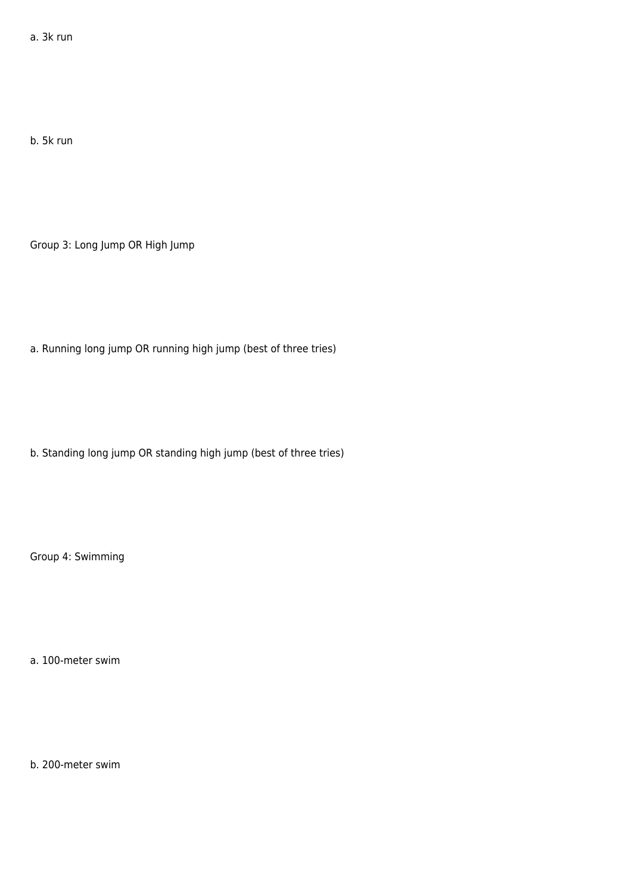a. 3k run

b. 5k run

Group 3: Long Jump OR High Jump

a. Running long jump OR running high jump (best of three tries)

b. Standing long jump OR standing high jump (best of three tries)

Group 4: Swimming

a. 100-meter swim

b. 200-meter swim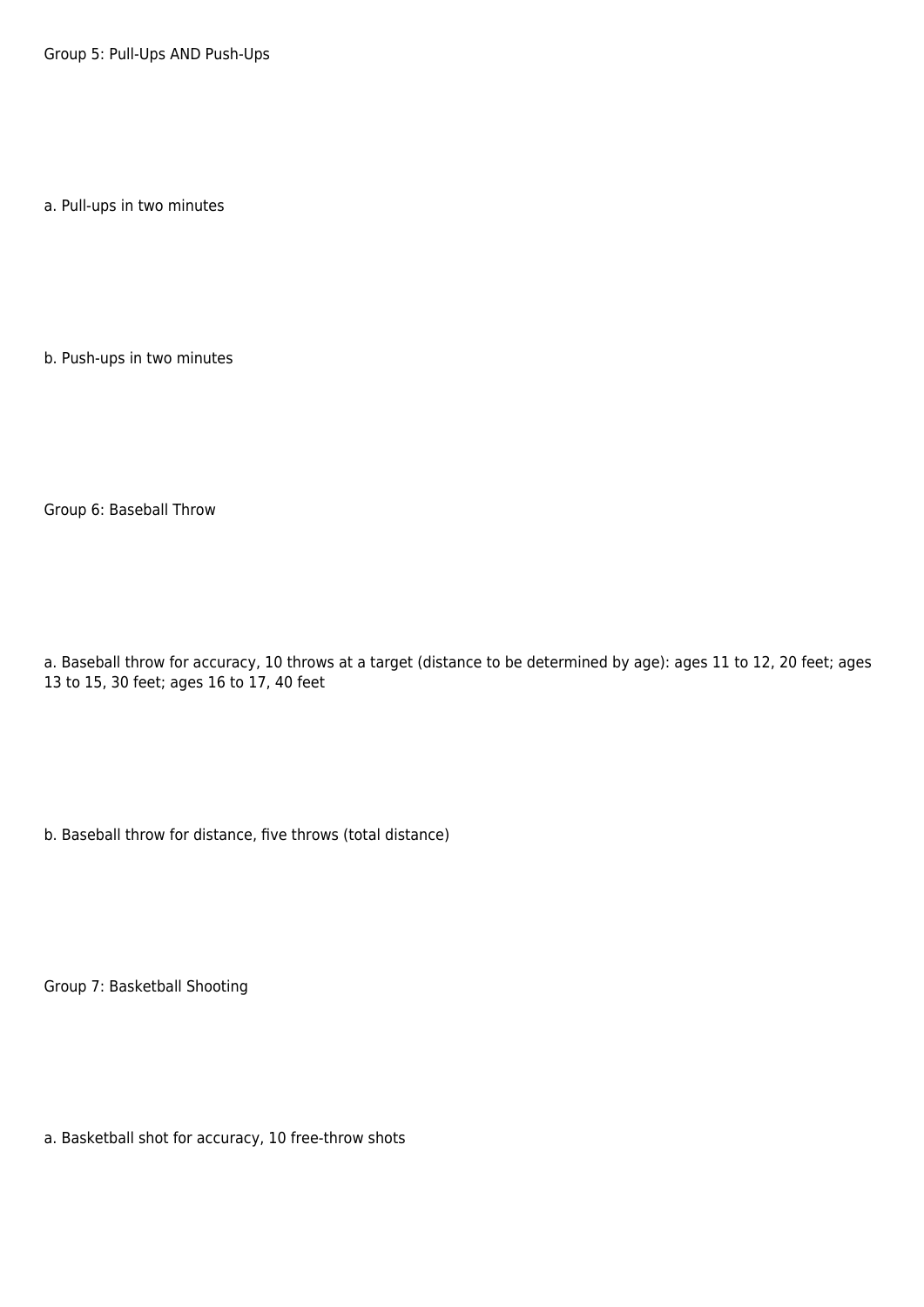Group 5: Pull-Ups AND Push-Ups

a. Pull-ups in two minutes

b. Push-ups in two minutes

Group 6: Baseball Throw

a. Baseball throw for accuracy, 10 throws at a target (distance to be determined by age): ages 11 to 12, 20 feet; ages 13 to 15, 30 feet; ages 16 to 17, 40 feet

b. Baseball throw for distance, five throws (total distance)

Group 7: Basketball Shooting

a. Basketball shot for accuracy, 10 free-throw shots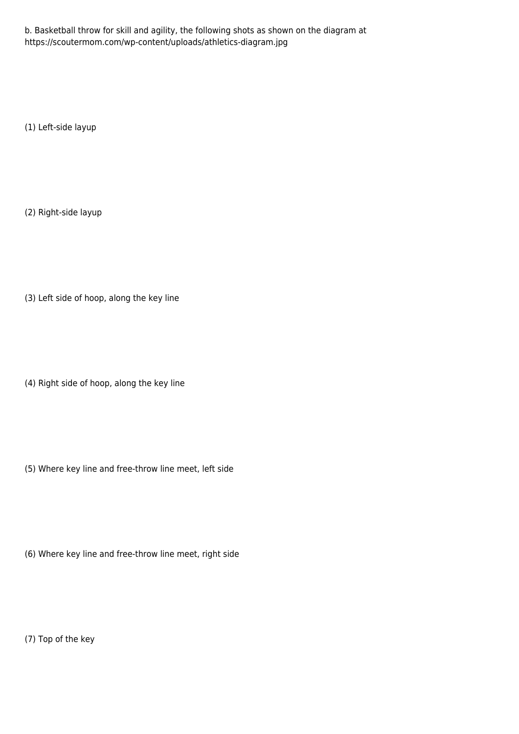b. Basketball throw for skill and agility, the following shots as shown on the diagram at https://scoutermom.com/wp-content/uploads/athletics-diagram.jpg

(1) Left-side layup

(2) Right-side layup

(3) Left side of hoop, along the key line

(4) Right side of hoop, along the key line

(5) Where key line and free-throw line meet, left side

(6) Where key line and free-throw line meet, right side

(7) Top of the key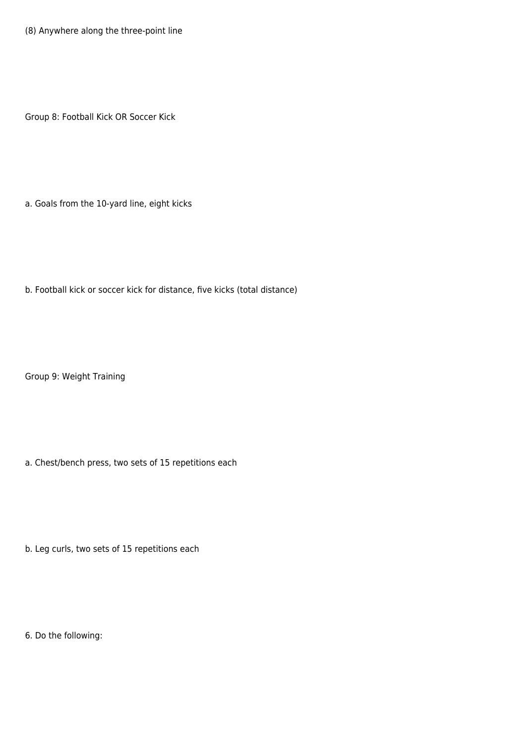(8) Anywhere along the three-point line

Group 8: Football Kick OR Soccer Kick

a. Goals from the 10-yard line, eight kicks

b. Football kick or soccer kick for distance, five kicks (total distance)

Group 9: Weight Training

a. Chest/bench press, two sets of 15 repetitions each

b. Leg curls, two sets of 15 repetitions each

6. Do the following: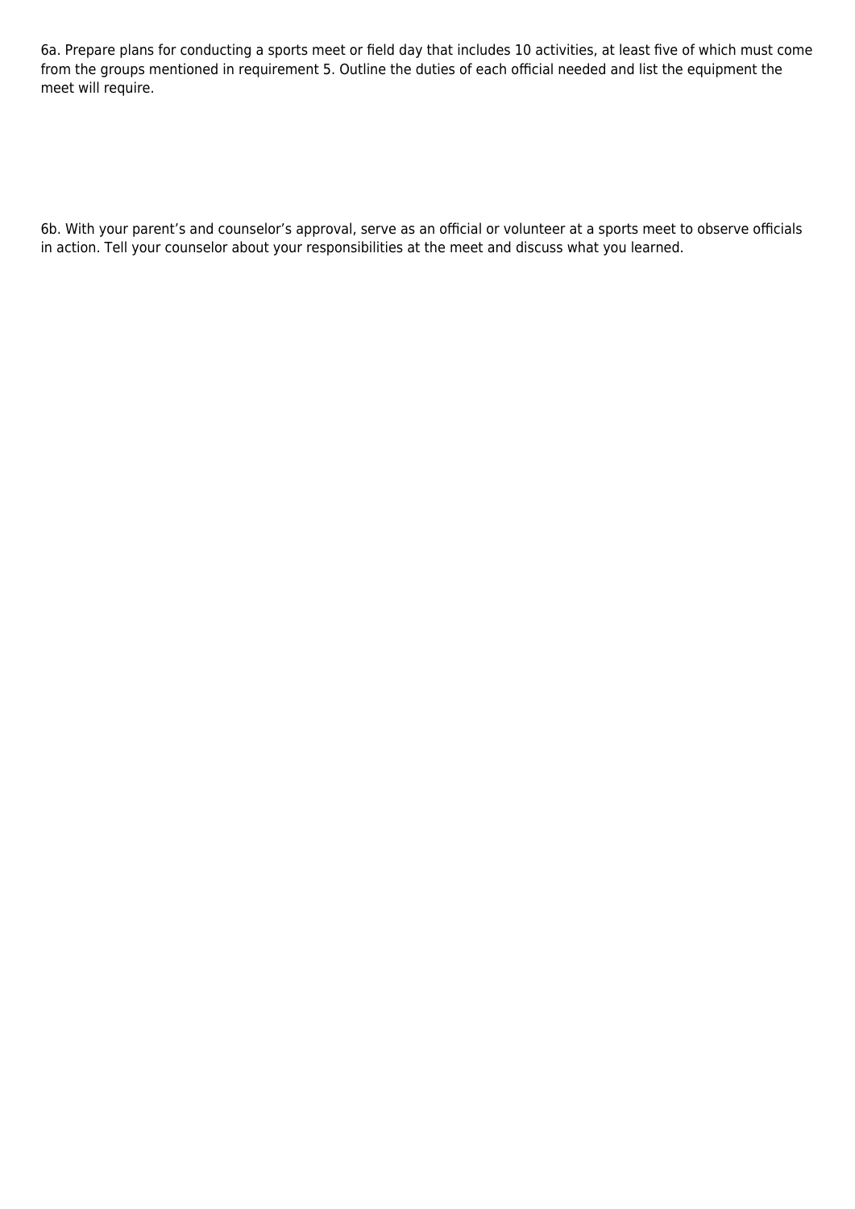6a. Prepare plans for conducting a sports meet or field day that includes 10 activities, at least five of which must come from the groups mentioned in requirement 5. Outline the duties of each official needed and list the equipment the meet will require.

6b. With your parent's and counselor's approval, serve as an official or volunteer at a sports meet to observe officials in action. Tell your counselor about your responsibilities at the meet and discuss what you learned.